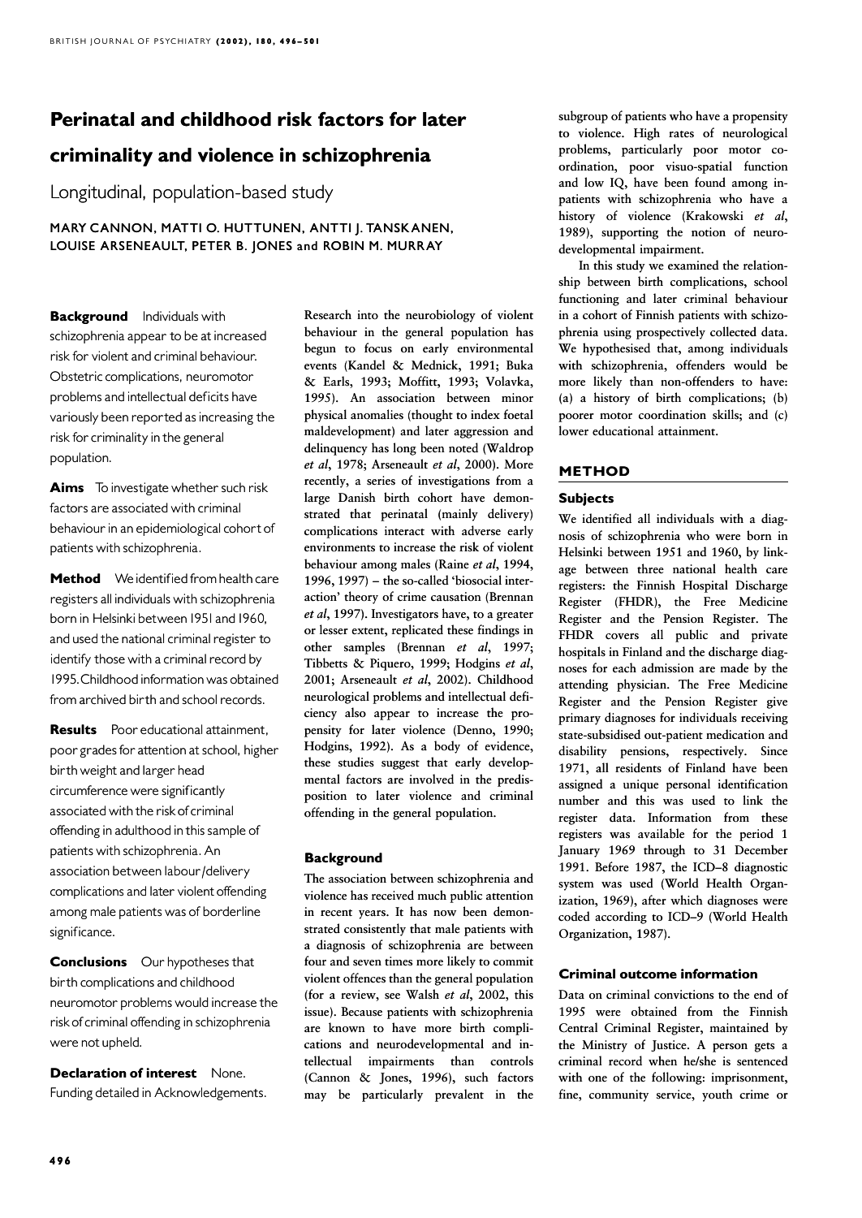# Perinatal and childhood risk factors for later criminality and violence in schizophrenia

## Longitudinal, population-based study

MARY CANNON, MATTI O. HUTTUNEN, ANTTI J. TANSKANEN, LOUISE ARSENEAULT, PETER B. JONES and ROBIN M. MURRAY

**Background** Individuals with schizophrenia appear to be at increased risk for violent and criminal behaviour. Obstetric complications, neuromotor problems and intellectual deficits have variously been reported as increasing the risk for criminality in the general population.

**Aims** To investigate whether such risk factors are associated with criminal behaviour in an epidemiological cohort of patients with schizophrenia.

**Method** We identified from health care registers all individuals with schizophrenia born in Helsinki between 1951 and 1960, and used the national criminal register to identify those with a criminal record by 1995. Childhood information was obtained from archived birth and school records.

**Results** Poor educational attainment, poor grades for attention at school, higher birth weight and larger head circumference were significantly associated with the risk of criminal offending in adulthood in this sample of patients with schizophrenia. An association between labour/delivery complications and later violent offending among male patients was of borderline significance.

**Conclusions** Our hypotheses that birth complications and childhood neuromotor problems would increase the risk of criminal offending in schizophrenia were not upheld.

**Declaration of interest** None. Funding detailed in Acknowledgements.

Research into the neurobiology of violent behaviour in the general population has begun to focus on early environmental events (Kandel & Mednick, 1991; Buka & Earls, 1993; Moffitt, 1993; Volavka, 1995). An association between minor physical anomalies (thought to index foetal maldevelopment) and later aggression and delinquency has long been noted (Waldrop *et al*, 1978; Arseneault *et al*, 2000). More recently, a series of investigations from a large Danish birth cohort have demonstrated that perinatal (mainly delivery) complications interact with adverse early environments to increase the risk of violent behaviour among males (Raine *et al*, 1994, 1996, 1997) – the so-called 'biosocial interaction' theory of crime causation (Brennan *et al*, 1997). Investigators have, to a greater or lesser extent, replicated these findings in other samples (Brennan *et al*, 1997; Tibbetts & Piquero, 1999; Hodgins *et al*, 2001; Arseneault *et al*, 2002). Childhood neurological problems and intellectual deficiency also appear to increase the propensity for later violence (Denno, 1990; Hodgins, 1992). As a body of evidence, these studies suggest that early developmental factors are involved in the predisposition to later violence and criminal offending in the general population.

### Background

The association between schizophrenia and violence has received much public attention in recent years. It has now been demonstrated consistently that male patients with a diagnosis of schizophrenia are between four and seven times more likely to commit violent offences than the general population (for a review, see Walsh *et al*, 2002, this issue). Because patients with schizophrenia are known to have more birth complications and neurodevelopmental and intellectual impairments than controls (Cannon & Jones, 1996), such factors may be particularly prevalent in the subgroup of patients who have a propensity to violence. High rates of neurological problems, particularly poor motor co-ordination, poor visuo-spatial function and low IQ, have been found among in-patients with schizophrenia who have a history of violence (Krakowski *et al*, 1989), supporting the notion of neurodevelopmental impairment.

In this study we examined the relationship between birth complications, school functioning and later criminal behaviour in a cohort of Finnish patients with schizophrenia using prospectively collected data. We hypothesised that, among individuals with schizophrenia, offenders would be more likely than non-offenders to have: (a) a history of birth complications; (b) poorer motor coordination skills; and (c) lower educational attainment.

## METHOD

### Subjects

We identified all individuals with a diagnosis of schizophrenia who were born in Helsinki between 1951 and 1960, by linkage between three national health care registers: the Finnish Hospital Discharge Register (FHDR), the Free Medicine Register and the Pension Register. The FHDR covers all public and private hospitals in Finland and the discharge diagnoses for each admission are made by the attending physician. The Free Medicine Register and the Pension Register give primary diagnoses for individuals receiving state-subsidised out-patient medication and disability pensions, respectively. Since 1971, all residents of Finland have been assigned a unique personal identification number and this was used to link the register data. Information from these registers was available for the period 1 January 1969 through to 31 December 1991. Before 1987, the ICD–8 diagnostic system was used (World Health Organization, 1969), after which diagnoses were coded according to ICD–9 (World Health Organization, 1987).

### Criminal outcome information

Data on criminal convictions to the end of 1995 were obtained from the Finnish Central Criminal Register, maintained by the Ministry of Justice. A person gets a criminal record when he/she is sentenced with one of the following: imprisonment, fine, community service, youth crime or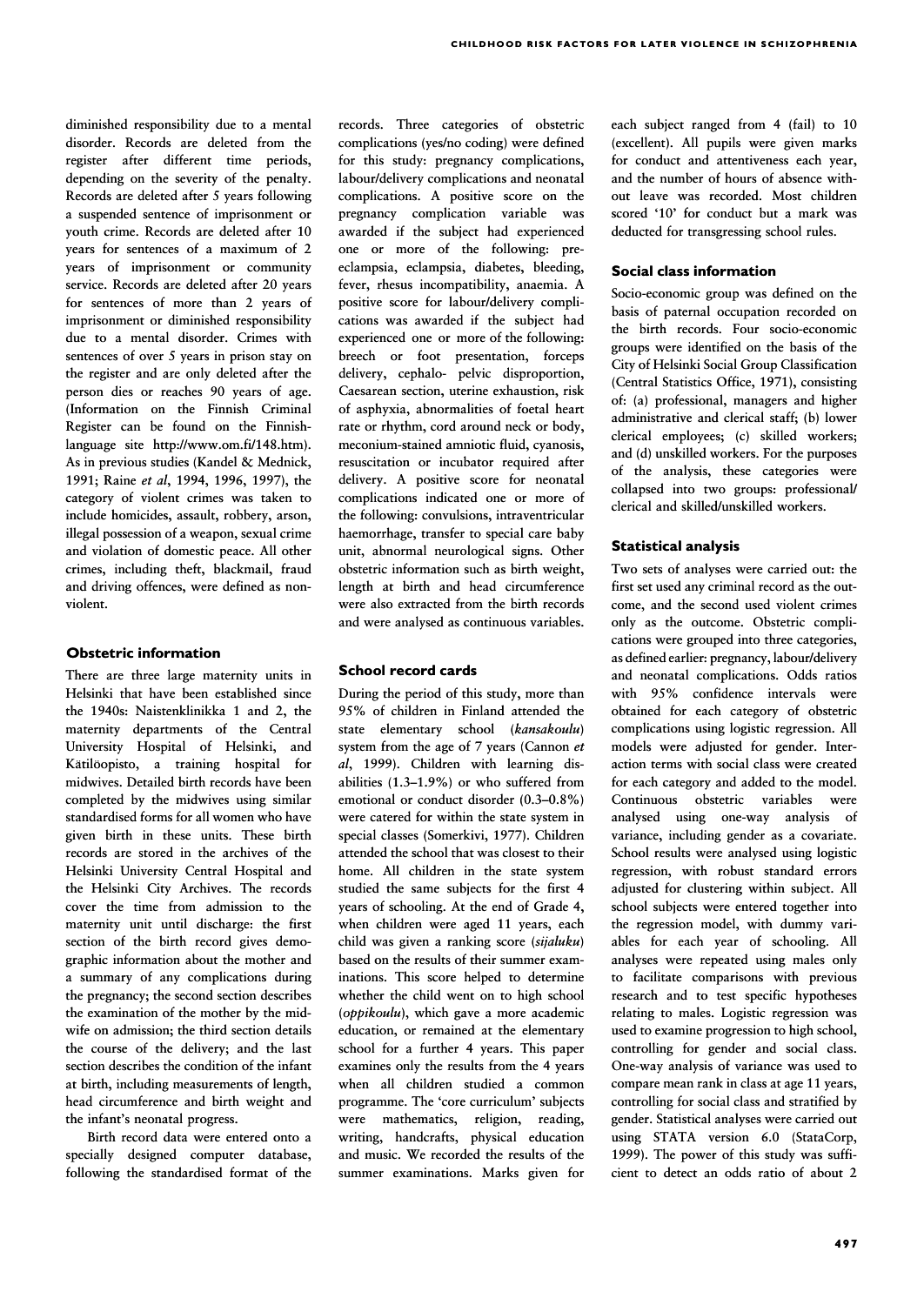diminished responsibility due to a mental disorder. Records are deleted from the register after different time periods, depending on the severity of the penalty. Records are deleted after 5 years following a suspended sentence of imprisonment or youth crime. Records are deleted after 10 years for sentences of a maximum of 2 years of imprisonment or community service. Records are deleted after 20 years for sentences of more than 2 years of imprisonment or diminished responsibility due to a mental disorder. Crimes with sentences of over 5 years in prison stay on the register and are only deleted after the person dies or reaches 90 years of age. (Information on the Finnish Criminal Register can be found on the Finnish-language site http://www.om.fi/148.htm). As in previous studies (Kandel & Mednick, 1991; Raine *et al*, 1994, 1996, 1997), the category of violent crimes was taken to include homicides, assault, robbery, arson, illegal possession of a weapon, sexual crime and violation of domestic peace. All other crimes, including theft, blackmail, fraud and driving offences, were defined as non-violent.

### Obstetric information

There are three large maternity units in Helsinki that have been established since the 1940s: Naistenklinikka 1 and 2, the maternity departments of the Central University Hospital of Helsinki, and Kätilöopisto, a training hospital for midwives. Detailed birth records have been completed by the midwives using similar standardised forms for all women who have given birth in these units. These birth records are stored in the archives of the Helsinki University Central Hospital and the Helsinki City Archives. The records cover the time from admission to the maternity unit until discharge: the first section of the birth record gives demographic information about the mother and a summary of any complications during the pregnancy; the second section describes the examination of the mother by the midwife on admission; the third section details the course of the delivery; and the last section describes the condition of the infant at birth, including measurements of length, head circumference and birth weight and the infant's neonatal progress.

Birth record data were entered onto a specially designed computer database, following the standardised format of the records. Three categories of obstetric complications (yes/no coding) were defined for this study: pregnancy complications, labour/delivery complications and neonatal complications. A positive score on the pregnancy complication variable was awarded if the subject had experienced one or more of the following: pre-eclampsia, eclampsia, diabetes, bleeding, fever, rhesus incompatibility, anaemia. A positive score for labour/delivery complications was awarded if the subject had experienced one or more of the following: breech or foot presentation, forceps delivery, cephalo- pelvic disproportion, Caesarean section, uterine exhaustion, risk of asphyxia, abnormalities of foetal heart rate or rhythm, cord around neck or body, meconium-stained amniotic fluid, cyanosis, resuscitation or incubator required after delivery. A positive score for neonatal complications indicated one or more of the following: convulsions, intraventricular haemorrhage, transfer to special care baby unit, abnormal neurological signs. Other obstetric information such as birth weight, length at birth and head circumference were also extracted from the birth records and were analysed as continuous variables.

### School record cards

During the period of this study, more than 95% of children in Finland attended the state elementary school (*kansakoulu*) system from the age of 7 years (Cannon *et al*, 1999). Children with learning disabilities (1.3–1.9%) or who suffered from emotional or conduct disorder (0.3–0.8%) were catered for within the state system in special classes (Somerkivi, 1977). Children attended the school that was closest to their home. All children in the state system studied the same subjects for the first 4 years of schooling. At the end of Grade 4, when children were aged 11 years, each child was given a ranking score (*sijaluku*) based on the results of their summer examinations. This score helped to determine whether the child went on to high school (*oppikoulu*), which gave a more academic education, or remained at the elementary school for a further 4 years. This paper examines only the results from the 4 years when all children studied a common programme. The 'core curriculum' subjects were mathematics, religion, reading, writing, handcrafts, physical education and music. We recorded the results of the summer examinations. Marks given for each subject ranged from 4 (fail) to 10 (excellent). All pupils were given marks for conduct and attentiveness each year, and the number of hours of absence without leave was recorded. Most children scored '10' for conduct but a mark was deducted for transgressing school rules.

### Social class information

Socio-economic group was defined on the basis of paternal occupation recorded on the birth records. Four socio-economic groups were identified on the basis of the City of Helsinki Social Group Classification (Central Statistics Office, 1971), consisting of: (a) professional, managers and higher administrative and clerical staff; (b) lower clerical employees; (c) skilled workers; and (d) unskilled workers. For the purposes of the analysis, these categories were collapsed into two groups: professional/clerical and skilled/unskilled workers.

### Statistical analysis

Two sets of analyses were carried out: the first set used any criminal record as the outcome, and the second used violent crimes only as the outcome. Obstetric complications were grouped into three categories, as defined earlier: pregnancy, labour/delivery and neonatal complications. Odds ratios with 95% confidence intervals were obtained for each category of obstetric complications using logistic regression. All models were adjusted for gender. Interaction terms with social class were created for each category and added to the model. Continuous obstetric variables were analysed using one-way analysis of variance, including gender as a covariate. School results were analysed using logistic regression, with robust standard errors adjusted for clustering within subject. All school subjects were entered together into the regression model, with dummy variables for each year of schooling. All analyses were repeated using males only to facilitate comparisons with previous research and to test specific hypotheses relating to males. Logistic regression was used to examine progression to high school, controlling for gender and social class. One-way analysis of variance was used to compare mean rank in class at age 11 years, controlling for social class and stratified by gender. Statistical analyses were carried out using STATA version 6.0 (StataCorp, 1999). The power of this study was sufficient to detect an odds ratio of about 2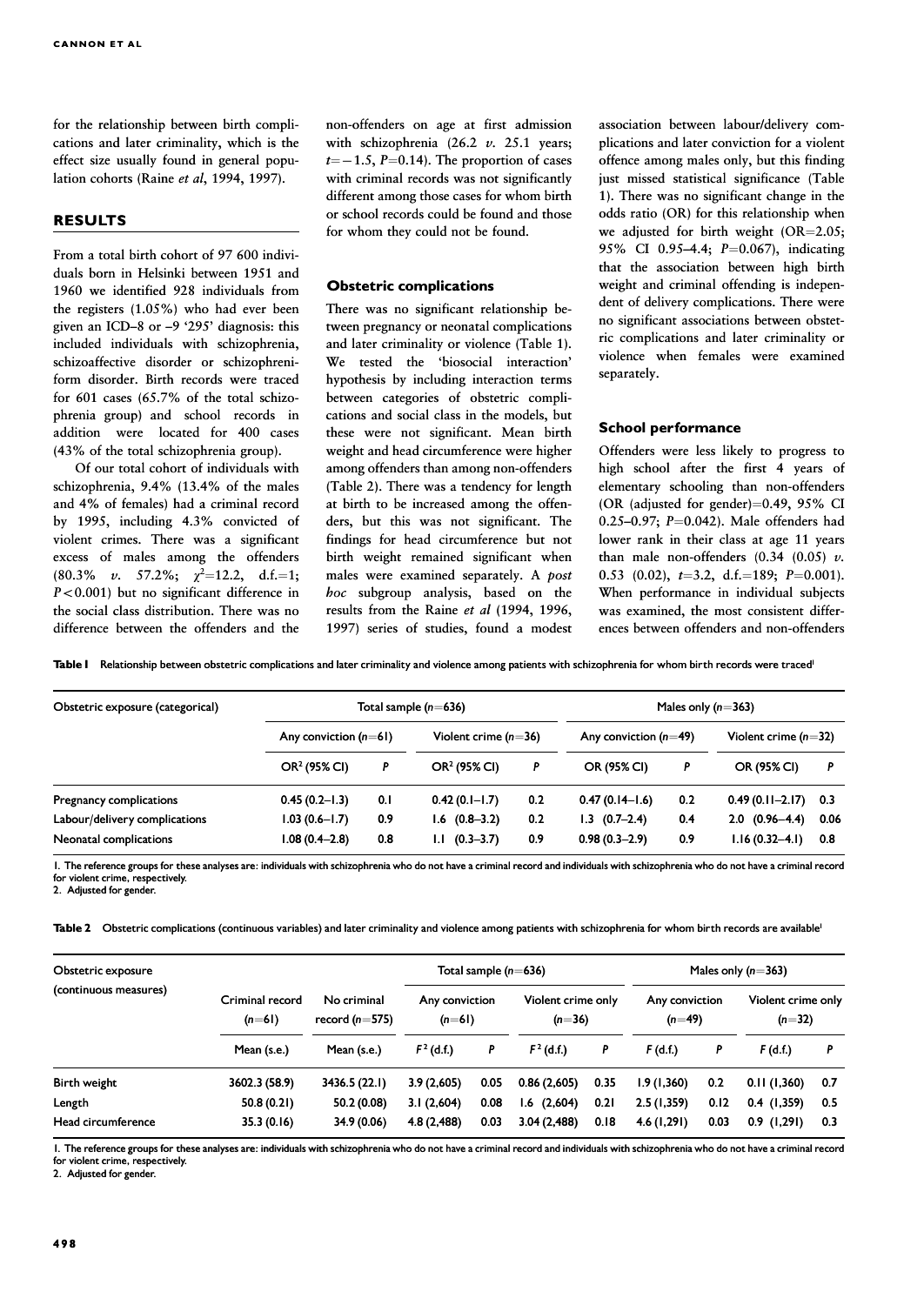for the relationship between birth complications and later criminality, which is the effect size usually found in general population cohorts (Raine *et al*, 1994, 1997).

## RESULTS

From a total birth cohort of 97 600 individuals born in Helsinki between 1951 and 1960 we identified 928 individuals from the registers (1.05%) who had ever been given an ICD–8 or –9 '295' diagnosis: this included individuals with schizophrenia, schizoaffective disorder or schizophreniform disorder. Birth records were traced for 601 cases (65.7% of the total schizophrenia group) and school records in addition were located for 400 cases (43% of the total schizophrenia group).

Of our total cohort of individuals with schizophrenia, 9.4% (13.4% of the males and 4% of females) had a criminal record by 1995, including 4.3% convicted of violent crimes. There was a significant excess of males among the offenders (80.3% *v.* 57.2%; $\chi^2$=12.2, d.f.=1; $P<0.001$) but no significant difference in the social class distribution. There was no difference between the offenders and the non-offenders on age at first admission with schizophrenia (26.2 *v.* 25.1 years; $t=-1.5$, $P$=0.14). The proportion of cases with criminal records was not significantly different among those cases for whom birth or school records could be found and those for whom they could not be found.

### Obstetric complications

There was no significant relationship between pregnancy or neonatal complications and later criminality or violence (Table 1). We tested the 'biosocial interaction' hypothesis by including interaction terms between categories of obstetric complications and social class in the models, but these were not significant. Mean birth weight and head circumference were higher among offenders than among non-offenders (Table 2). There was a tendency for length at birth to be increased among the offenders, but this was not significant. The findings for head circumference but not birth weight remained significant when males were examined separately. A *post hoc* subgroup analysis, based on the results from the Raine *et al* (1994, 1996, 1997) series of studies, found a modest association between labour/delivery complications and later conviction for a violent offence among males only, but this finding just missed statistical significance (Table 1). There was no significant change in the odds ratio (OR) for this relationship when we adjusted for birth weight (OR=2.05; 95% CI 0.95–4.4; $P$=0.067), indicating that the association between high birth weight and criminal offending is independent of delivery complications. There were no significant associations between obstetric complications and later criminality or violence when females were examined separately.

### School performance

Offenders were less likely to progress to high school after the first 4 years of elementary schooling than non-offenders (OR (adjusted for gender)=0.49, 95% CI 0.25–0.97; $P$=0.042). Male offenders had lower rank in their class at age 11 years than male non-offenders (0.34 (0.05) *v.* 0.53 (0.02), $t$=3.2, d.f.=189; $P$=0.001). When performance in individual subjects was examined, the most consistent differences between offenders and non-offenders

**Table 1** Relationship between obstetric complications and later criminality and violence among patients with schizophrenia for whom birth records were traced[1]

| Obstetric exposure (categorical) | Total sample ($n$=636) | | | | Males only ($n$=363) | | | |
|---|---|---|---|---|---|---|---|---|
| | Any conviction ($n$=61) | | Violent crime ($n$=36) | | Any conviction ($n$=49) | | Violent crime ($n$=32) | |
| | OR[2] (95% CI) | *P* | OR[2] (95% CI) | *P* | OR (95% CI) | *P* | OR (95% CI) | *P* |
| Pregnancy complications | 0.45 (0.2–1.3) | 0.1 | 0.42 (0.1–1.7) | 0.2 | 0.47 (0.14–1.6) | 0.2 | 0.49 (0.11–2.17) | 0.3 |
| Labour/delivery complications | 1.03 (0.6–1.7) | 0.9 | 1.6 (0.8–3.2) | 0.2 | 1.3 (0.7–2.4) | 0.4 | 2.0 (0.96–4.4) | 0.06 |
| Neonatal complications | 1.08 (0.4–2.8) | 0.8 | 1.1 (0.3–3.7) | 0.9 | 0.98 (0.3–2.9) | 0.9 | 1.16 (0.32–4.1) | 0.8 |

1. The reference groups for these analyses are: individuals with schizophrenia who do not have a criminal record and individuals with schizophrenia who do not have a criminal record for violent crime, respectively.
2. Adjusted for gender.

**Table 2** Obstetric complications (continuous variables) and later criminality and violence among patients with schizophrenia for whom birth records are available[1]

| Obstetric exposure (continuous measures) | Criminal record ($n$=61) | No criminal record ($n$=575) | Total sample ($n$=636) | | | | Males only ($n$=363) | | | |
|---|---|---|---|---|---|---|---|---|---|---|
| | | | Any conviction ($n$=61) | | Violent crime only ($n$=36) | | Any conviction ($n$=49) | | Violent crime only ($n$=32) | |
| | Mean (s.e.) | Mean (s.e.) | $F^2$ (d.f.) | *P* | $F^2$ (d.f.) | *P* | $F$ (d.f.) | *P* | $F$ (d.f.) | *P* |
| Birth weight | 3602.3 (58.9) | 3436.5 (22.1) | 3.9 (2,605) | 0.05 | 0.86 (2,605) | 0.35 | 1.9 (1,360) | 0.2 | 0.11 (1,360) | 0.7 |
| Length | 50.8 (0.21) | 50.2 (0.08) | 3.1 (2,604) | 0.08 | 1.6 (2,604) | 0.21 | 2.5 (1,359) | 0.12 | 0.4 (1,359) | 0.5 |
| Head circumference | 35.3 (0.16) | 34.9 (0.06) | 4.8 (2,488) | 0.03 | 3.04 (2,488) | 0.18 | 4.6 (1,291) | 0.03 | 0.9 (1,291) | 0.3 |

1. The reference groups for these analyses are: individuals with schizophrenia who do not have a criminal record and individuals with schizophrenia who do not have a criminal record for violent crime, respectively.
2. Adjusted for gender.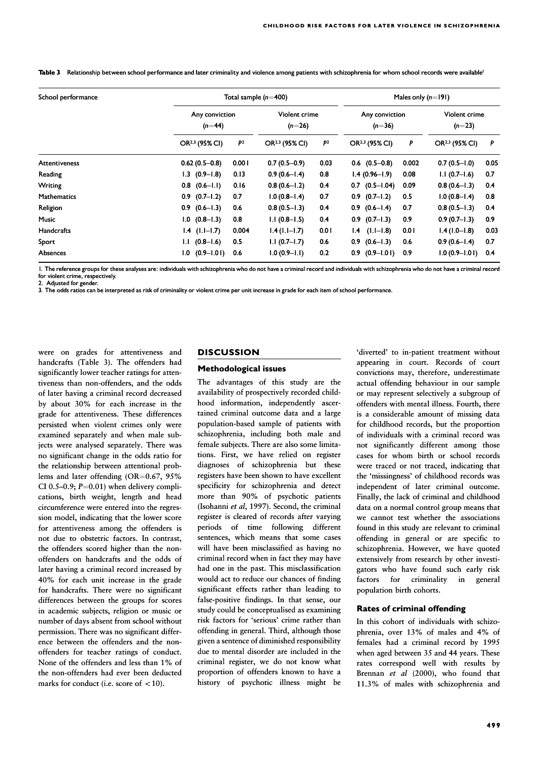**Table 3** Relationship between school performance and later criminality and violence among patients with schizophrenia for whom school records were available[1]

| School performance | Total sample (n=400) | | | | Males only (n=191) | | | |
|---|---|---|---|---|---|---|---|---|
| | Any conviction (n=44) | | Violent crime (n=26) | | Any conviction (n=36) | | Violent crime (n=23) | |
| | OR[2,3] (95% CI) | P[2] | OR[2,3] (95% CI) | P[2] | OR[2,3] (95% CI) | P | OR[2,3] (95% CI) | P |
| Attentiveness | 0.62 (0.5–0.8) | 0.001 | 0.7 (0.5–0.9) | 0.03 | 0.6 (0.5–0.8) | 0.002 | 0.7 (0.5–1.0) | 0.05 |
| Reading | 1.3 (0.9–1.8) | 0.13 | 0.9 (0.6–1.4) | 0.8 | 1.4 (0.96–1.9) | 0.08 | 1.1 (0.7–1.6) | 0.7 |
| Writing | 0.8 (0.6–1.1) | 0.16 | 0.8 (0.6–1.2) | 0.4 | 0.7 (0.5–1.04) | 0.09 | 0.8 (0.6–1.3) | 0.4 |
| Mathematics | 0.9 (0.7–1.2) | 0.7 | 1.0 (0.8–1.4) | 0.7 | 0.9 (0.7–1.2) | 0.5 | 1.0 (0.8–1.4) | 0.8 |
| Religion | 0.9 (0.6–1.3) | 0.6 | 0.8 (0.5–1.3) | 0.4 | 0.9 (0.6–1.4) | 0.7 | 0.8 (0.5–1.3) | 0.4 |
| Music | 1.0 (0.8–1.3) | 0.8 | 1.1 (0.8–1.5) | 0.4 | 0.9 (0.7–1.3) | 0.9 | 0.9 (0.7–1.3) | 0.9 |
| Handcrafts | 1.4 (1.1–1.7) | 0.004 | 1.4 (1.1–1.7) | 0.01 | 1.4 (1.1–1.8) | 0.01 | 1.4 (1.0–1.8) | 0.03 |
| Sport | 1.1 (0.8–1.6) | 0.5 | 1.1 (0.7–1.7) | 0.6 | 0.9 (0.6–1.3) | 0.6 | 0.9 (0.6–1.4) | 0.7 |
| Absences | 1.0 (0.9–1.01) | 0.6 | 1.0 (0.9–1.1) | 0.2 | 0.9 (0.9–1.01) | 0.9 | 1.0 (0.9–1.01) | 0.4 |

1. The reference groups for these analyses are: individuals with schizophrenia who do not have a criminal record and individuals with schizophrenia who do not have a criminal record for violent crime, respectively.
2. Adjusted for gender.
3. The odds ratios can be interpreted as risk of criminality or violent crime per unit increase in grade for each item of school performance.

were on grades for attentiveness and handcrafts (Table 3). The offenders had significantly lower teacher ratings for attentiveness than non-offenders, and the odds of later having a criminal record decreased by about 30% for each increase in the grade for attentiveness. These differences persisted when violent crimes only were examined separately and when male subjects were analysed separately. There was no significant change in the odds ratio for the relationship between attentional problems and later offending (OR=0.67, 95% CI 0.5–0.9; $P$=0.01) when delivery complications, birth weight, length and head circumference were entered into the regression model, indicating that the lower score for attentiveness among the offenders is not due to obstetric factors. In contrast, the offenders scored higher than the non-offenders on handcrafts and the odds of later having a criminal record increased by 40% for each unit increase in the grade for handcrafts. There were no significant differences between the groups for scores in academic subjects, religion or music or number of days absent from school without permission. There was no significant difference between the offenders and the non-offenders for teacher ratings of conduct. None of the offenders and less than 1% of the non-offenders had ever been deducted marks for conduct (i.e. score of <10).

## DISCUSSION

### Methodological issues

The advantages of this study are the availability of prospectively recorded childhood information, independently ascertained criminal outcome data and a large population-based sample of patients with schizophrenia, including both male and female subjects. There are also some limitations. First, we have relied on register diagnoses of schizophrenia but these registers have been shown to have excellent specificity for schizophrenia and detect more than 90% of psychotic patients (Isohanni *et al*, 1997). Second, the criminal register is cleared of records after varying periods of time following different sentences, which means that some cases will have been misclassified as having no criminal record when in fact they may have had one in the past. This misclassification would act to reduce our chances of finding significant effects rather than leading to false-positive findings. In that sense, our study could be conceptualised as examining risk factors for 'serious' crime rather than offending in general. Third, although those given a sentence of diminished responsibility due to mental disorder are included in the criminal register, we do not know what proportion of offenders known to have a history of psychotic illness might be 'diverted' to in-patient treatment without appearing in court. Records of court convictions may, therefore, underestimate actual offending behaviour in our sample or may represent selectively a subgroup of offenders with mental illness. Fourth, there is a considerable amount of missing data for childhood records, but the proportion of individuals with a criminal record was not significantly different among those cases for whom birth or school records were traced or not traced, indicating that the 'missingness' of childhood records was independent of later criminal outcome. Finally, the lack of criminal and childhood data on a normal control group means that we cannot test whether the associations found in this study are relevant to criminal offending in general or are specific to schizophrenia. However, we have quoted extensively from research by other investigators who have found such early risk factors for criminality in general population birth cohorts.

### Rates of criminal offending

In this cohort of individuals with schizophrenia, over 13% of males and 4% of females had a criminal record by 1995 when aged between 35 and 44 years. These rates correspond well with results by Brennan *et al* (2000), who found that 11.3% of males with schizophrenia and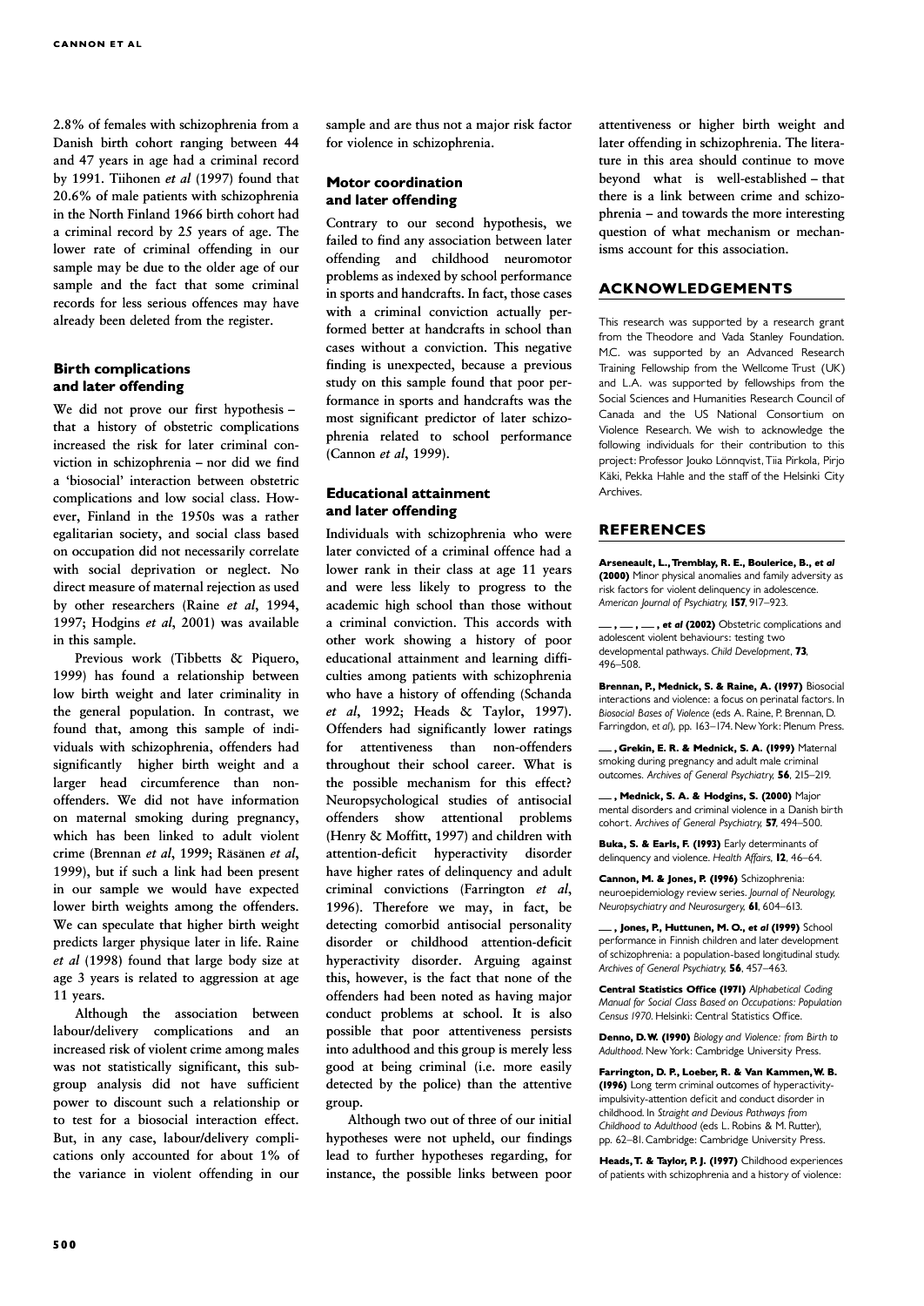2.8% of females with schizophrenia from a Danish birth cohort ranging between 44 and 47 years in age had a criminal record by 1991. Tiihonen *et al* (1997) found that 20.6% of male patients with schizophrenia in the North Finland 1966 birth cohort had a criminal record by 25 years of age. The lower rate of criminal offending in our sample may be due to the older age of our sample and the fact that some criminal records for less serious offences may have already been deleted from the register.

### Birth complications and later offending

We did not prove our first hypothesis – that a history of obstetric complications increased the risk for later criminal conviction in schizophrenia – nor did we find a 'biosocial' interaction between obstetric complications and low social class. However, Finland in the 1950s was a rather egalitarian society, and social class based on occupation did not necessarily correlate with social deprivation or neglect. No direct measure of maternal rejection as used by other researchers (Raine *et al*, 1994, 1997; Hodgins *et al*, 2001) was available in this sample.

Previous work (Tibbetts & Piquero, 1999) has found a relationship between low birth weight and later criminality in the general population. In contrast, we found that, among this sample of individuals with schizophrenia, offenders had significantly higher birth weight and a larger head circumference than non-offenders. We did not have information on maternal smoking during pregnancy, which has been linked to adult violent crime (Brennan *et al*, 1999; Räsänen *et al*, 1999), but if such a link had been present in our sample we would have expected lower birth weights among the offenders. We can speculate that higher birth weight predicts larger physique later in life. Raine *et al* (1998) found that large body size at age 3 years is related to aggression at age 11 years.

Although the association between labour/delivery complications and an increased risk of violent crime among males was not statistically significant, this subgroup analysis did not have sufficient power to discount such a relationship or to test for a biosocial interaction effect. But, in any case, labour/delivery complications only accounted for about 1% of the variance in violent offending in our sample and are thus not a major risk factor for violence in schizophrenia.

### Motor coordination and later offending

Contrary to our second hypothesis, we failed to find any association between later offending and childhood neuromotor problems as indexed by school performance in sports and handcrafts. In fact, those cases with a criminal conviction actually performed better at handcrafts in school than cases without a conviction. This negative finding is unexpected, because a previous study on this sample found that poor performance in sports and handcrafts was the most significant predictor of later schizophrenia related to school performance (Cannon *et al*, 1999).

### Educational attainment and later offending

Individuals with schizophrenia who were later convicted of a criminal offence had a lower rank in their class at age 11 years and were less likely to progress to the academic high school than those without a criminal conviction. This accords with other work showing a history of poor educational attainment and learning difficulties among patients with schizophrenia who have a history of offending (Schanda *et al*, 1992; Heads & Taylor, 1997). Offenders had significantly lower ratings for attentiveness than non-offenders throughout their school career. What is the possible mechanism for this effect? Neuropsychological studies of antisocial offenders show attentional problems (Henry & Moffitt, 1997) and children with attention-deficit hyperactivity disorder have higher rates of delinquency and adult criminal convictions (Farrington *et al*, 1996). Therefore we may, in fact, be detecting comorbid antisocial personality disorder or childhood attention-deficit hyperactivity disorder. Arguing against this, however, is the fact that none of the offenders had been noted as having major conduct problems at school. It is also possible that poor attentiveness persists into adulthood and this group is merely less good at being criminal (i.e. more easily detected by the police) than the attentive group.

Although two out of three of our initial hypotheses were not upheld, our findings lead to further hypotheses regarding, for instance, the possible links between poor attentiveness or higher birth weight and later offending in schizophrenia. The literature in this area should continue to move beyond what is well-established – that there is a link between crime and schizophrenia – and towards the more interesting question of what mechanism or mechanisms account for this association.

## ACKNOWLEDGEMENTS

This research was supported by a research grant from the Theodore and Vada Stanley Foundation. M.C. was supported by an Advanced Research Training Fellowship from the Wellcome Trust (UK) and L.A. was supported by fellowships from the Social Sciences and Humanities Research Council of Canada and the US National Consortium on Violence Research. We wish to acknowledge the following individuals for their contribution to this project: Professor Jouko Lönnqvist, Tiia Pirkola, Pirjo Käki, Pekka Hahle and the staff of the Helsinki City Archives.

## REFERENCES

**Arseneault, L., Tremblay, R. E., Boulerice, B., *et al* (2000)** Minor physical anomalies and family adversity as risk factors for violent delinquency in adolescence. *American Journal of Psychiatry*, **157**, 917–923.

**—, —, —, *et al* (2002)** Obstetric complications and adolescent violent behaviours: testing two developmental pathways. *Child Development*, **73**, 496–508.

**Brennan, P., Mednick, S. & Raine, A. (1997)** Biosocial interactions and violence: a focus on perinatal factors. In *Biosocial Bases of Violence* (eds A. Raine, P. Brennan, D. Farringdon, *et al*), pp. 163–174. New York: Plenum Press.

**—, Grekin, E. R. & Mednick, S. A. (1999)** Maternal smoking during pregnancy and adult male criminal outcomes. *Archives of General Psychiatry*, **56**, 215–219.

**—, Mednick, S. A. & Hodgins, S. (2000)** Major mental disorders and criminal violence in a Danish birth cohort. *Archives of General Psychiatry*, **57**, 494–500.

**Buka, S. & Earls, F. (1993)** Early determinants of delinquency and violence. *Health Affairs*, **12**, 46–64.

**Cannon, M. & Jones, P. (1996)** Schizophrenia: neuroepidemiology review series. *Journal of Neurology, Neuropsychiatry and Neurosurgery*, **61**, 604–613.

**—, Jones, P., Huttunen, M. O., *et al* (1999)** School performance in Finnish children and later development of schizophrenia: a population-based longitudinal study. *Archives of General Psychiatry*, **56**, 457–463.

**Central Statistics Office (1971)** *Alphabetical Coding Manual for Social Class Based on Occupations: Population Census 1970*. Helsinki: Central Statistics Office.

**Denno, D. W. (1990)** *Biology and Violence: from Birth to Adulthood*. New York: Cambridge University Press.

**Farrington, D. P., Loeber, R. & Van Kammen, W. B. (1996)** Long term criminal outcomes of hyperactivity-impulsivity-attention deficit and conduct disorder in childhood. In *Straight and Devious Pathways from Childhood to Adulthood* (eds L. Robins & M. Rutter), pp. 62–81. Cambridge: Cambridge University Press.

**Heads, T. & Taylor, P. J. (1997)** Childhood experiences of patients with schizophrenia and a history of violence: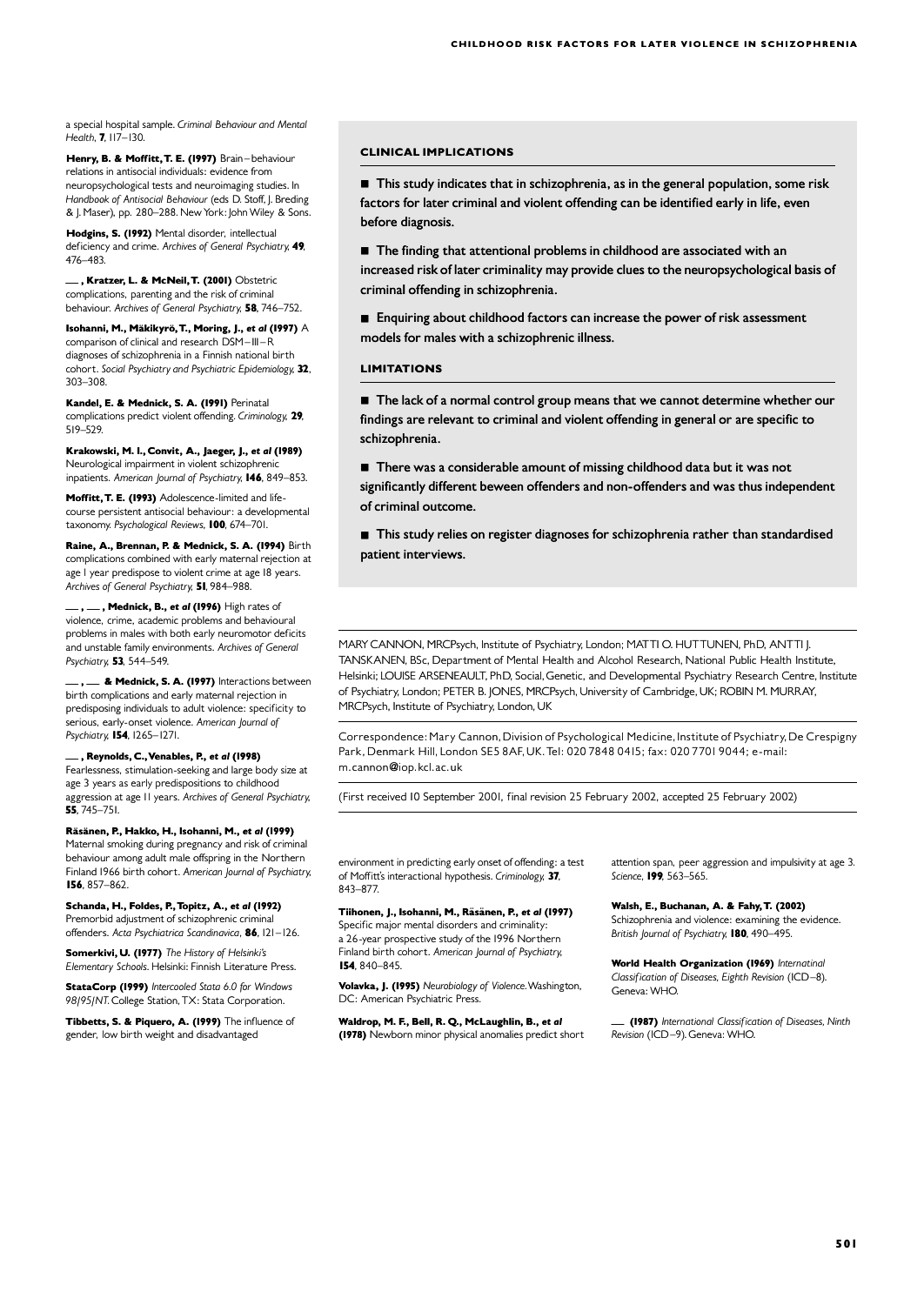a special hospital sample. *Criminal Behaviour and Mental Health*, **7**, 117–130.

**Henry, B. & Moffitt, T. E. (1997)** Brain–behaviour relations in antisocial individuals: evidence from neuropsychological tests and neuroimaging studies. In *Handbook of Antisocial Behaviour* (eds D. Stoff, J. Breding & J. Maser), pp. 280–288. New York: John Wiley & Sons.

**Hodgins, S. (1992)** Mental disorder, intellectual deficiency and crime. *Archives of General Psychiatry*, **49**, 476–483.

**—, Kratzer, L. & McNeil, T. (2001)** Obstetric complications, parenting and the risk of criminal behaviour. *Archives of General Psychiatry*, **58**, 746–752.

**Isohanni, M., Mäkikyrö, T., Moring, J., et al (1997)** A comparison of clinical and research DSM–III–R diagnoses of schizophrenia in a Finnish national birth cohort. *Social Psychiatry and Psychiatric Epidemiology*, **32**, 303–308.

**Kandel, E. & Mednick, S. A. (1991)** Perinatal complications predict violent offending. *Criminology*, **29**, 519–529.

**Krakowski, M. I., Convit, A., Jaeger, J., et al (1989)** Neurological impairment in violent schizophrenic inpatients. *American Journal of Psychiatry*, **146**, 849–853.

**Moffitt, T. E. (1993)** Adolescence-limited and life-course persistent antisocial behaviour: a developmental taxonomy. *Psychological Reviews*, **100**, 674–701.

**Raine, A., Brennan, P. & Mednick, S. A. (1994)** Birth complications combined with early maternal rejection at age 1 year predispose to violent crime at age 18 years. *Archives of General Psychiatry*, **51**, 984–988.

**—, —, Mednick, B., et al (1996)** High rates of violence, crime, academic problems and behavioural problems in males with both early neuromotor deficits and unstable family environments. *Archives of General Psychiatry*, **53**, 544–549.

**—, — & Mednick, S. A. (1997)** Interactions between birth complications and early maternal rejection in predisposing individuals to adult violence: specificity to serious, early-onset violence. *American Journal of Psychiatry*, **154**, 1265–1271.

**—, Reynolds, C., Venables, P., et al (1998)** Fearlessness, stimulation-seeking and large body size at age 3 years as early predispositions to childhood aggression at age 11 years. *Archives of General Psychiatry*, **55**, 745–751.

**Räsänen, P., Hakko, H., Isohanni, M., et al (1999)** Maternal smoking during pregnancy and risk of criminal behaviour among adult male offspring in the Northern Finland 1966 birth cohort. *American Journal of Psychiatry*, **156**, 857–862.

**Schanda, H., Foldes, P., Topitz, A., et al (1992)** Premorbid adjustment of schizophrenic criminal offenders. *Acta Psychiatrica Scandinavica*, **86**, 121–126.

**Somerkivi, U. (1977)** *The History of Helsinki's Elementary Schools*. Helsinki: Finnish Literature Press.

**StataCorp (1999)** *Intercooled Stata 6.0 for Windows 98/95/NT*. College Station, TX: Stata Corporation.

**Tibbetts, S. & Piquero, A. (1999)** The influence of gender, low birth weight and disadvantaged environment in predicting early onset of offending: a test of Moffitt's interactional hypothesis. *Criminology*, **37**, 843–877.

**Tiihonen, J., Isohanni, M., Räsänen, P., et al (1997)** Specific major mental disorders and criminality: a 26-year prospective study of the 1996 Northern Finland birth cohort. *American Journal of Psychiatry*, **154**, 840–845.

**Volavka, J. (1995)** *Neurobiology of Violence*. Washington, DC: American Psychiatric Press.

**Waldrop, M. F., Bell, R. Q., McLaughlin, B., et al (1978)** Newborn minor physical anomalies predict short attention span, peer aggression and impulsivity at age 3. *Science*, **199**, 563–565.

**Walsh, E., Buchanan, A. & Fahy, T. (2002)** Schizophrenia and violence: examining the evidence. *British Journal of Psychiatry*, **180**, 490–495.

**World Health Organization (1969)** *Internatinal Classification of Diseases, Eighth Revision* (ICD–8). Geneva: WHO.

**— (1987)** *International Classification of Diseases, Ninth Revision* (ICD–9). Geneva: WHO.

## CLINICAL IMPLICATIONS

- **This study indicates that in schizophrenia, as in the general population, some risk factors for later criminal and violent offending can be identified early in life, even before diagnosis.**
- **The finding that attentional problems in childhood are associated with an increased risk of later criminality may provide clues to the neuropsychological basis of criminal offending in schizophrenia.**
- **Enquiring about childhood factors can increase the power of risk assessment models for males with a schizophrenic illness.**

## LIMITATIONS

- **The lack of a normal control group means that we cannot determine whether our findings are relevant to criminal and violent offending in general or are specific to schizophrenia.**
- **There was a considerable amount of missing childhood data but it was not significantly different beween offenders and non-offenders and was thus independent of criminal outcome.**
- **This study relies on register diagnoses for schizophrenia rather than standardised patient interviews.**

MARY CANNON, MRCPsych, Institute of Psychiatry, London; MATTI O. HUTTUNEN, PhD, ANTTI J. TANSKANEN, BSc, Department of Mental Health and Alcohol Research, National Public Health Institute, Helsinki; LOUISE ARSENEAULT, PhD, Social, Genetic, and Developmental Psychiatry Research Centre, Institute of Psychiatry, London; PETER B. JONES, MRCPsych, University of Cambridge, UK; ROBIN M. MURRAY, MRCPsych, Institute of Psychiatry, London, UK

Correspondence: Mary Cannon, Division of Psychological Medicine, Institute of Psychiatry, De Crespigny Park, Denmark Hill, London SE5 8AF, UK. Tel: 020 7848 0415; fax: 020 7701 9044; e-mail: m.cannon@iop.kcl.ac.uk

(First received 10 September 2001, final revision 25 February 2002, accepted 25 February 2002)